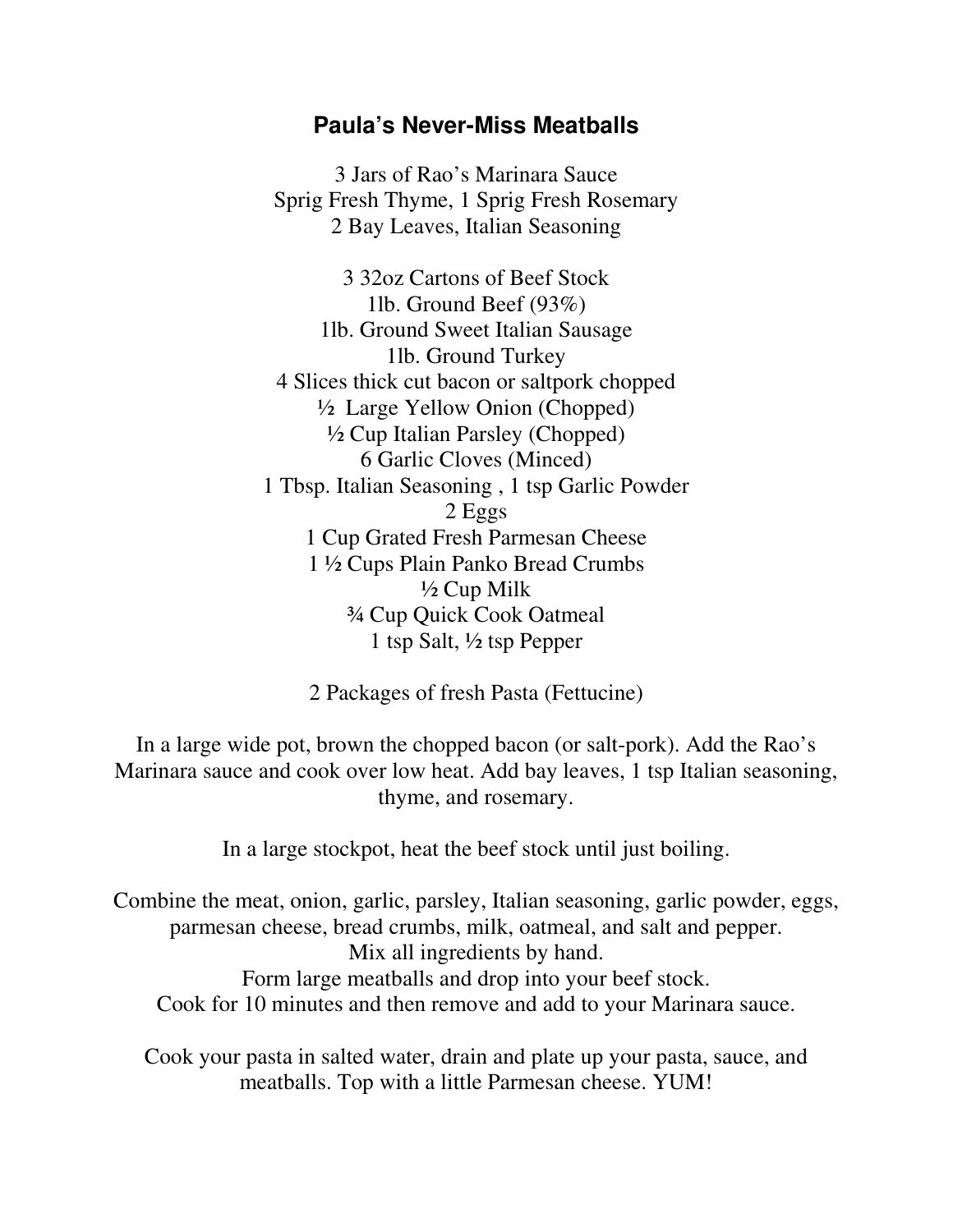# Paula's Never-Miss Meatballs

3 Jars of Rao's Marinara Sauce
Sprig Fresh Thyme, 1 Sprig Fresh Rosemary
2 Bay Leaves, Italian Seasoning

3 32oz Cartons of Beef Stock
1lb. Ground Beef (93%)
1lb. Ground Sweet Italian Sausage
1lb. Ground Turkey
4 Slices thick cut bacon or saltpork chopped
½ Large Yellow Onion (Chopped)
½ Cup Italian Parsley (Chopped)
6 Garlic Cloves (Minced)
1 Tbsp. Italian Seasoning , 1 tsp Garlic Powder
2 Eggs
1 Cup Grated Fresh Parmesan Cheese
1 ½ Cups Plain Panko Bread Crumbs
½ Cup Milk
¾ Cup Quick Cook Oatmeal
1 tsp Salt, ½ tsp Pepper

2 Packages of fresh Pasta (Fettucine)

In a large wide pot, brown the chopped bacon (or salt-pork). Add the Rao's Marinara sauce and cook over low heat. Add bay leaves, 1 tsp Italian seasoning, thyme, and rosemary.

In a large stockpot, heat the beef stock until just boiling.

Combine the meat, onion, garlic, parsley, Italian seasoning, garlic powder, eggs, parmesan cheese, bread crumbs, milk, oatmeal, and salt and pepper.
Mix all ingredients by hand.
Form large meatballs and drop into your beef stock.
Cook for 10 minutes and then remove and add to your Marinara sauce.

Cook your pasta in salted water, drain and plate up your pasta, sauce, and meatballs. Top with a little Parmesan cheese. YUM!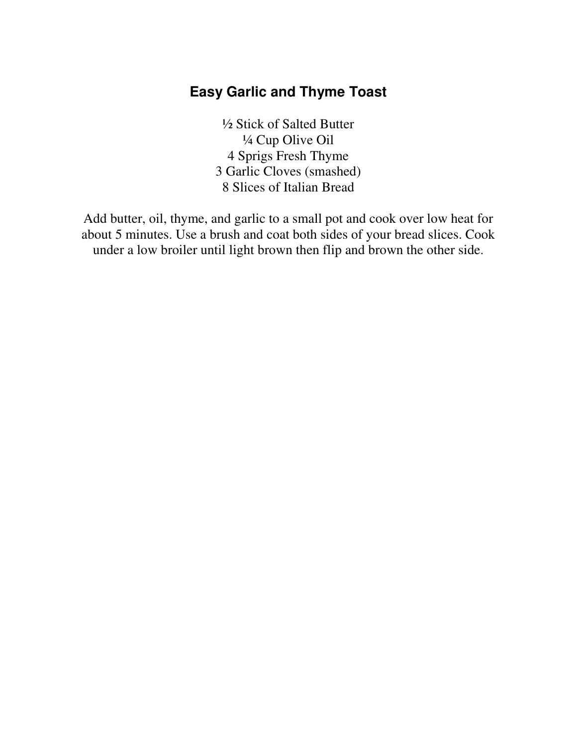## Easy Garlic and Thyme Toast

½ Stick of Salted Butter
¼ Cup Olive Oil
4 Sprigs Fresh Thyme
3 Garlic Cloves (smashed)
8 Slices of Italian Bread

Add butter, oil, thyme, and garlic to a small pot and cook over low heat for about 5 minutes. Use a brush and coat both sides of your bread slices. Cook under a low broiler until light brown then flip and brown the other side.